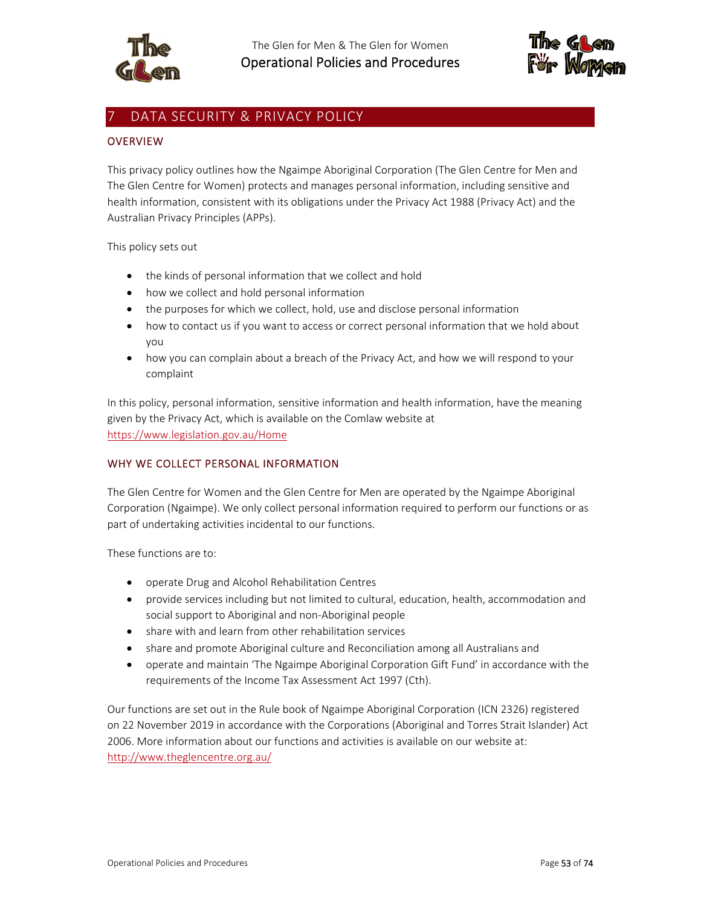# 7 DATA SECURITY & PRIVACY POLICY

## OVERVIEW

This privacy policy outlines how the Ngaimpe Aboriginal Corporation (The Glen Centre for Men and The Glen Centre for Women) protects and manages personal information, including sensitive and health information, consistent with its obligations under the Privacy Act 1988 (Privacy Act) and the Australian Privacy Principles (APPs).

This policy sets out

- the kinds of personal information that we collect and hold
- how we collect and hold personal information
- the purposes for which we collect, hold, use and disclose personal information
- how to contact us if you want to access or correct personal information that we hold about you
- how you can complain about a breach of the Privacy Act, and how we will respond to your complaint

In this policy, personal information, sensitive information and health information, have the meaning given by the Privacy Act, which is available on the Comlaw website at https://www.legislation.gov.au/Home

## WHY WE COLLECT PERSONAL INFORMATION

The Glen Centre for Women and the Glen Centre for Men are operated by the Ngaimpe Aboriginal Corporation (Ngaimpe). We only collect personal information required to perform our functions or as part of undertaking activities incidental to our functions.

These functions are to:

- operate Drug and Alcohol Rehabilitation Centres
- provide services including but not limited to cultural, education, health, accommodation and social support to Aboriginal and non-Aboriginal people
- share with and learn from other rehabilitation services
- share and promote Aboriginal culture and Reconciliation among all Australians and
- operate and maintain 'The Ngaimpe Aboriginal Corporation Gift Fund' in accordance with the requirements of the Income Tax Assessment Act 1997 (Cth).

Our functions are set out in the Rule book of Ngaimpe Aboriginal Corporation (ICN 2326) registered on 22 November 2019 in accordance with the Corporations (Aboriginal and Torres Strait Islander) Act 2006. More information about our functions and activities is available on our website at: http://www.theglencentre.org.au/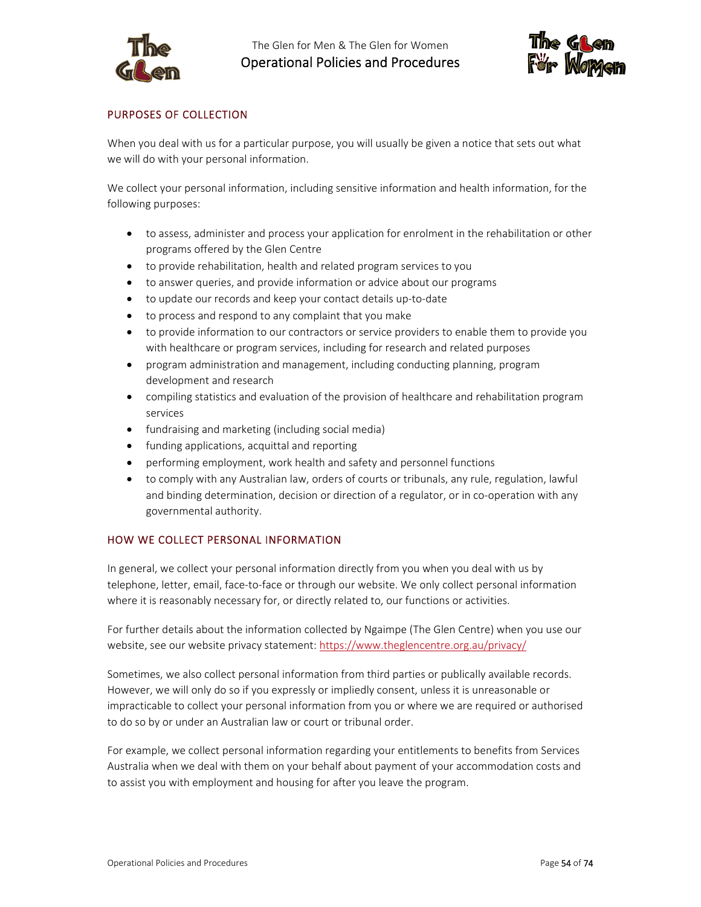## PURPOSES OF COLLECTION

When you deal with us for a particular purpose, you will usually be given a notice that sets out what we will do with your personal information.

We collect your personal information, including sensitive information and health information, for the following purposes:

- to assess, administer and process your application for enrolment in the rehabilitation or other programs offered by the Glen Centre
- to provide rehabilitation, health and related program services to you
- to answer queries, and provide information or advice about our programs
- to update our records and keep your contact details up-to-date
- to process and respond to any complaint that you make
- to provide information to our contractors or service providers to enable them to provide you with healthcare or program services, including for research and related purposes
- program administration and management, including conducting planning, program development and research
- compiling statistics and evaluation of the provision of healthcare and rehabilitation program services
- fundraising and marketing (including social media)
- funding applications, acquittal and reporting
- performing employment, work health and safety and personnel functions
- to comply with any Australian law, orders of courts or tribunals, any rule, regulation, lawful and binding determination, decision or direction of a regulator, or in co-operation with any governmental authority.

## HOW WE COLLECT PERSONAL INFORMATION

In general, we collect your personal information directly from you when you deal with us by telephone, letter, email, face-to-face or through our website. We only collect personal information where it is reasonably necessary for, or directly related to, our functions or activities.

For further details about the information collected by Ngaimpe (The Glen Centre) when you use our website, see our website privacy statement: https://www.theglencentre.org.au/privacy/

Sometimes, we also collect personal information from third parties or publically available records. However, we will only do so if you expressly or impliedly consent, unless it is unreasonable or impracticable to collect your personal information from you or where we are required or authorised to do so by or under an Australian law or court or tribunal order.

For example, we collect personal information regarding your entitlements to benefits from Services Australia when we deal with them on your behalf about payment of your accommodation costs and to assist you with employment and housing for after you leave the program.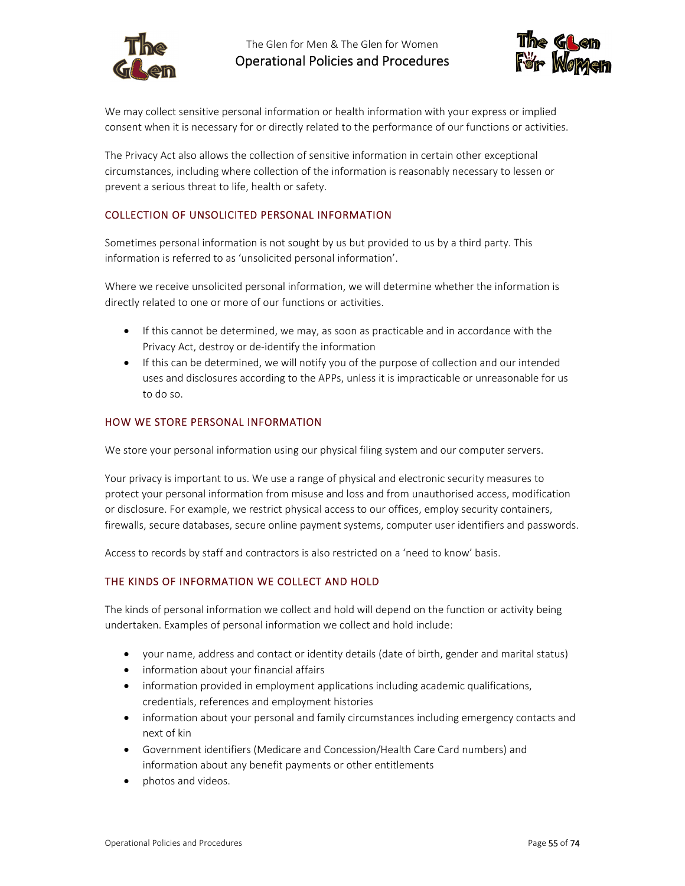We may collect sensitive personal information or health information with your express or implied consent when it is necessary for or directly related to the performance of our functions or activities.

The Privacy Act also allows the collection of sensitive information in certain other exceptional circumstances, including where collection of the information is reasonably necessary to lessen or prevent a serious threat to life, health or safety.

## COLLECTION OF UNSOLICITED PERSONAL INFORMATION

Sometimes personal information is not sought by us but provided to us by a third party. This information is referred to as 'unsolicited personal information'.

Where we receive unsolicited personal information, we will determine whether the information is directly related to one or more of our functions or activities.

- If this cannot be determined, we may, as soon as practicable and in accordance with the Privacy Act, destroy or de-identify the information
- If this can be determined, we will notify you of the purpose of collection and our intended uses and disclosures according to the APPs, unless it is impracticable or unreasonable for us to do so.

## HOW WE STORE PERSONAL INFORMATION

We store your personal information using our physical filing system and our computer servers.

Your privacy is important to us. We use a range of physical and electronic security measures to protect your personal information from misuse and loss and from unauthorised access, modification or disclosure. For example, we restrict physical access to our offices, employ security containers, firewalls, secure databases, secure online payment systems, computer user identifiers and passwords.

Access to records by staff and contractors is also restricted on a 'need to know' basis.

## THE KINDS OF INFORMATION WE COLLECT AND HOLD

The kinds of personal information we collect and hold will depend on the function or activity being undertaken. Examples of personal information we collect and hold include:

- your name, address and contact or identity details (date of birth, gender and marital status)
- information about your financial affairs
- information provided in employment applications including academic qualifications, credentials, references and employment histories
- information about your personal and family circumstances including emergency contacts and next of kin
- Government identifiers (Medicare and Concession/Health Care Card numbers) and information about any benefit payments or other entitlements
- photos and videos.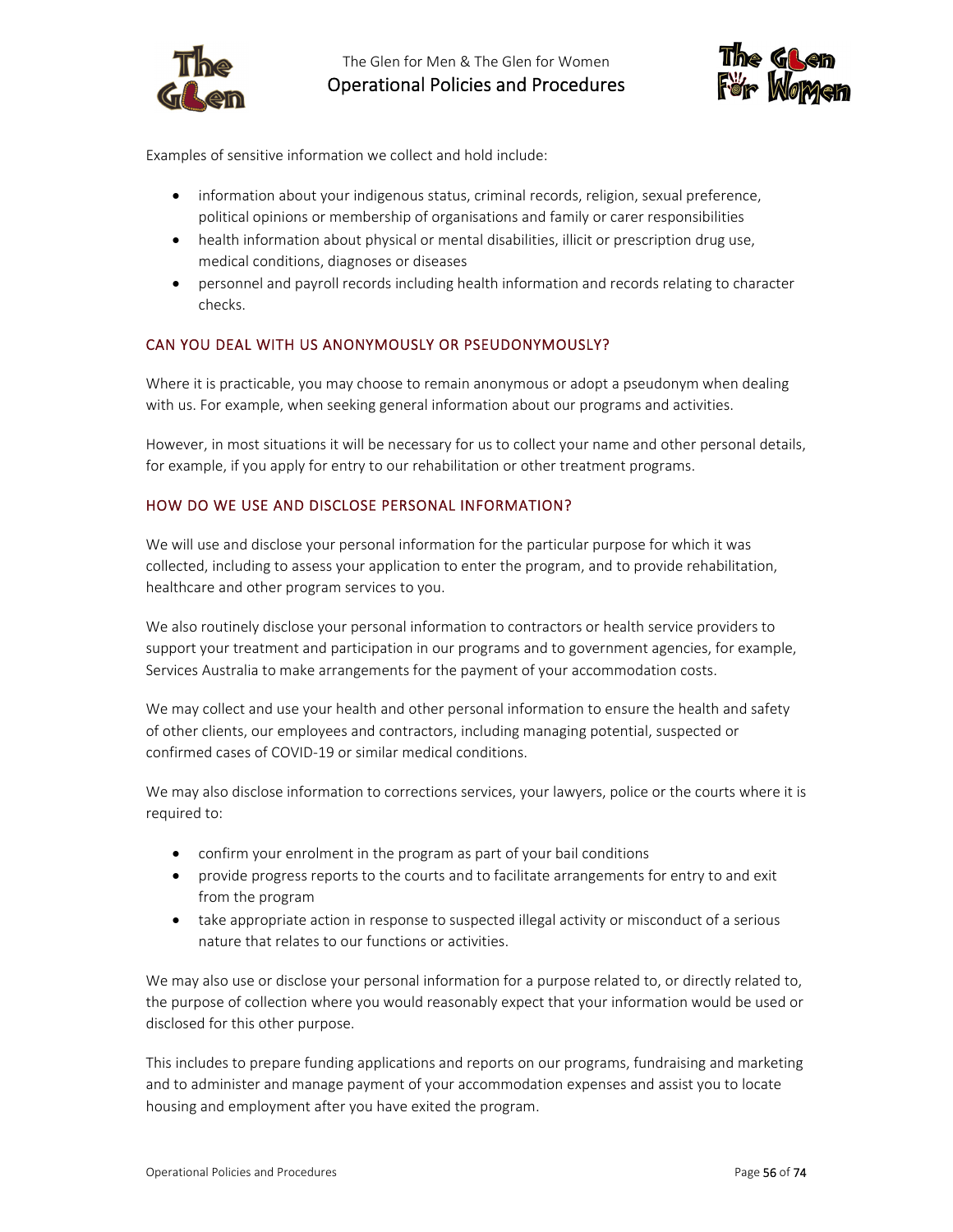Examples of sensitive information we collect and hold include:

- information about your indigenous status, criminal records, religion, sexual preference, political opinions or membership of organisations and family or carer responsibilities
- health information about physical or mental disabilities, illicit or prescription drug use, medical conditions, diagnoses or diseases
- personnel and payroll records including health information and records relating to character checks.

## CAN YOU DEAL WITH US ANONYMOUSLY OR PSEUDONYMOUSLY?

Where it is practicable, you may choose to remain anonymous or adopt a pseudonym when dealing with us. For example, when seeking general information about our programs and activities.

However, in most situations it will be necessary for us to collect your name and other personal details, for example, if you apply for entry to our rehabilitation or other treatment programs.

## HOW DO WE USE AND DISCLOSE PERSONAL INFORMATION?

We will use and disclose your personal information for the particular purpose for which it was collected, including to assess your application to enter the program, and to provide rehabilitation, healthcare and other program services to you.

We also routinely disclose your personal information to contractors or health service providers to support your treatment and participation in our programs and to government agencies, for example, Services Australia to make arrangements for the payment of your accommodation costs.

We may collect and use your health and other personal information to ensure the health and safety of other clients, our employees and contractors, including managing potential, suspected or confirmed cases of COVID-19 or similar medical conditions.

We may also disclose information to corrections services, your lawyers, police or the courts where it is required to:

- confirm your enrolment in the program as part of your bail conditions
- provide progress reports to the courts and to facilitate arrangements for entry to and exit from the program
- take appropriate action in response to suspected illegal activity or misconduct of a serious nature that relates to our functions or activities.

We may also use or disclose your personal information for a purpose related to, or directly related to, the purpose of collection where you would reasonably expect that your information would be used or disclosed for this other purpose.

This includes to prepare funding applications and reports on our programs, fundraising and marketing and to administer and manage payment of your accommodation expenses and assist you to locate housing and employment after you have exited the program.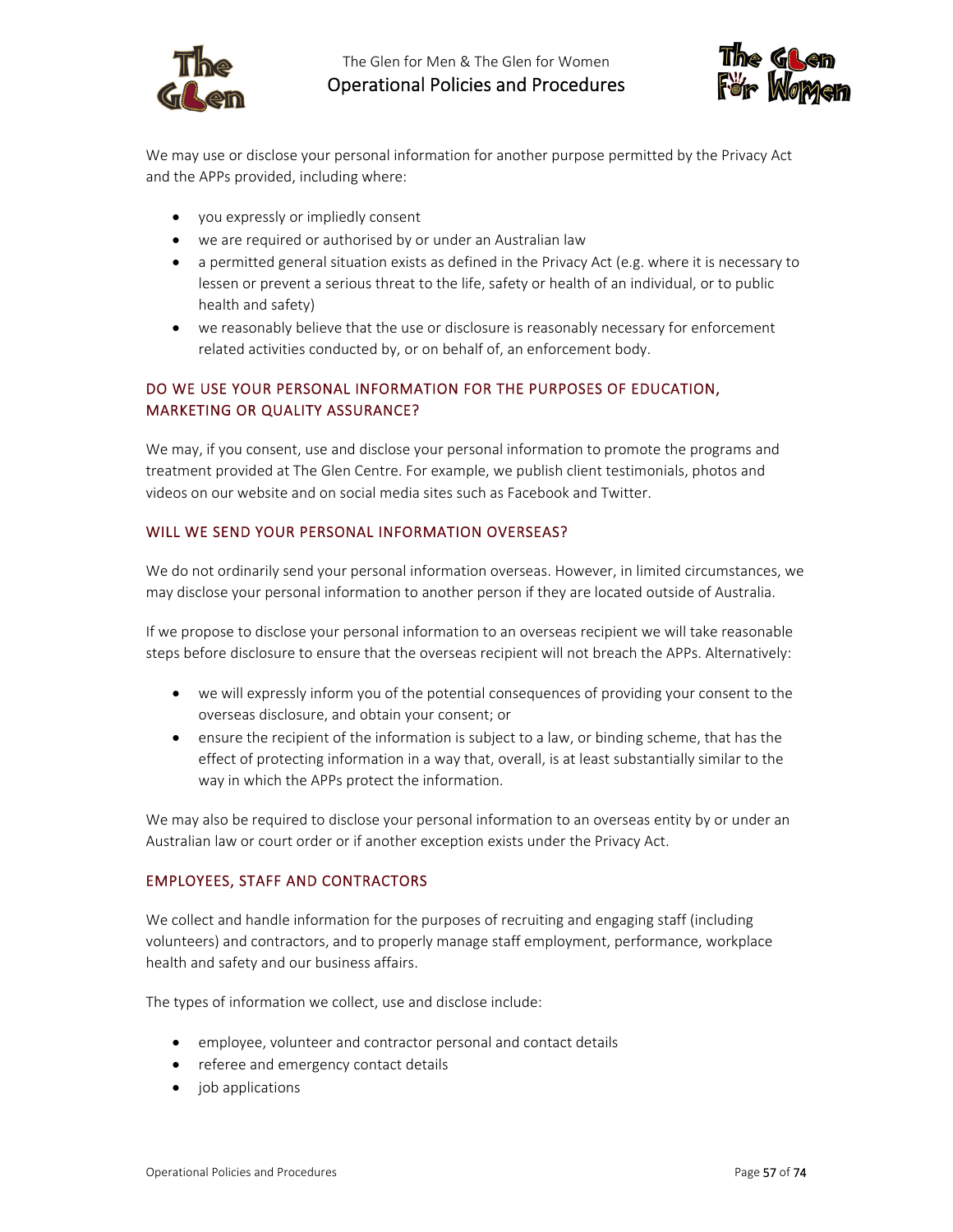We may use or disclose your personal information for another purpose permitted by the Privacy Act and the APPs provided, including where:

- you expressly or impliedly consent
- we are required or authorised by or under an Australian law
- a permitted general situation exists as defined in the Privacy Act (e.g. where it is necessary to lessen or prevent a serious threat to the life, safety or health of an individual, or to public health and safety)
- we reasonably believe that the use or disclosure is reasonably necessary for enforcement related activities conducted by, or on behalf of, an enforcement body.

### DO WE USE YOUR PERSONAL INFORMATION FOR THE PURPOSES OF EDUCATION, MARKETING OR QUALITY ASSURANCE?

We may, if you consent, use and disclose your personal information to promote the programs and treatment provided at The Glen Centre. For example, we publish client testimonials, photos and videos on our website and on social media sites such as Facebook and Twitter.

### WILL WE SEND YOUR PERSONAL INFORMATION OVERSEAS?

We do not ordinarily send your personal information overseas. However, in limited circumstances, we may disclose your personal information to another person if they are located outside of Australia.

If we propose to disclose your personal information to an overseas recipient we will take reasonable steps before disclosure to ensure that the overseas recipient will not breach the APPs. Alternatively:

- we will expressly inform you of the potential consequences of providing your consent to the overseas disclosure, and obtain your consent; or
- ensure the recipient of the information is subject to a law, or binding scheme, that has the effect of protecting information in a way that, overall, is at least substantially similar to the way in which the APPs protect the information.

We may also be required to disclose your personal information to an overseas entity by or under an Australian law or court order or if another exception exists under the Privacy Act.

### EMPLOYEES, STAFF AND CONTRACTORS

We collect and handle information for the purposes of recruiting and engaging staff (including volunteers) and contractors, and to properly manage staff employment, performance, workplace health and safety and our business affairs.

The types of information we collect, use and disclose include:

- employee, volunteer and contractor personal and contact details
- referee and emergency contact details
- job applications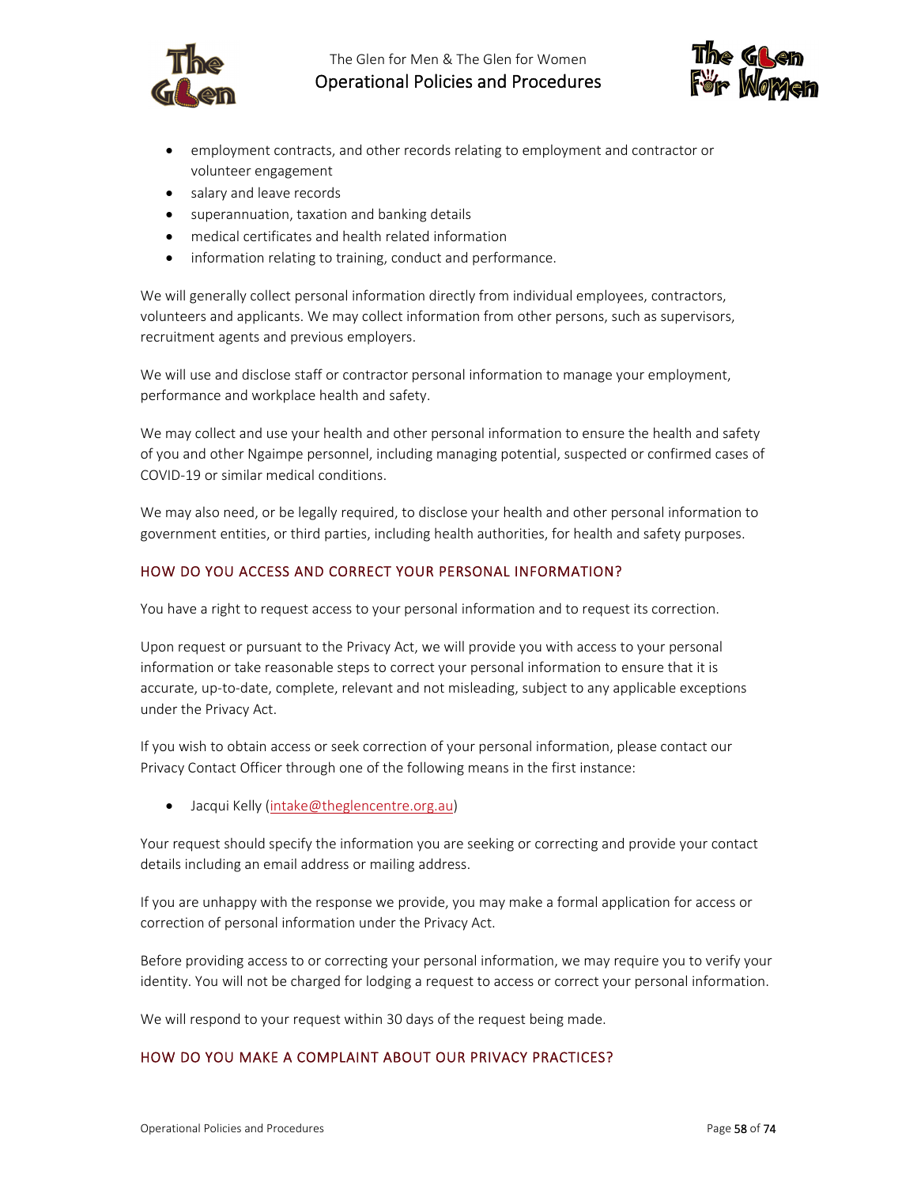- employment contracts, and other records relating to employment and contractor or volunteer engagement
- salary and leave records
- superannuation, taxation and banking details
- medical certificates and health related information
- information relating to training, conduct and performance.

We will generally collect personal information directly from individual employees, contractors, volunteers and applicants. We may collect information from other persons, such as supervisors, recruitment agents and previous employers.

We will use and disclose staff or contractor personal information to manage your employment, performance and workplace health and safety.

We may collect and use your health and other personal information to ensure the health and safety of you and other Ngaimpe personnel, including managing potential, suspected or confirmed cases of COVID-19 or similar medical conditions.

We may also need, or be legally required, to disclose your health and other personal information to government entities, or third parties, including health authorities, for health and safety purposes.

### HOW DO YOU ACCESS AND CORRECT YOUR PERSONAL INFORMATION?

You have a right to request access to your personal information and to request its correction.

Upon request or pursuant to the Privacy Act, we will provide you with access to your personal information or take reasonable steps to correct your personal information to ensure that it is accurate, up-to-date, complete, relevant and not misleading, subject to any applicable exceptions under the Privacy Act.

If you wish to obtain access or seek correction of your personal information, please contact our Privacy Contact Officer through one of the following means in the first instance:

- Jacqui Kelly (intake@theglencentre.org.au)

Your request should specify the information you are seeking or correcting and provide your contact details including an email address or mailing address.

If you are unhappy with the response we provide, you may make a formal application for access or correction of personal information under the Privacy Act.

Before providing access to or correcting your personal information, we may require you to verify your identity. You will not be charged for lodging a request to access or correct your personal information.

We will respond to your request within 30 days of the request being made.

### HOW DO YOU MAKE A COMPLAINT ABOUT OUR PRIVACY PRACTICES?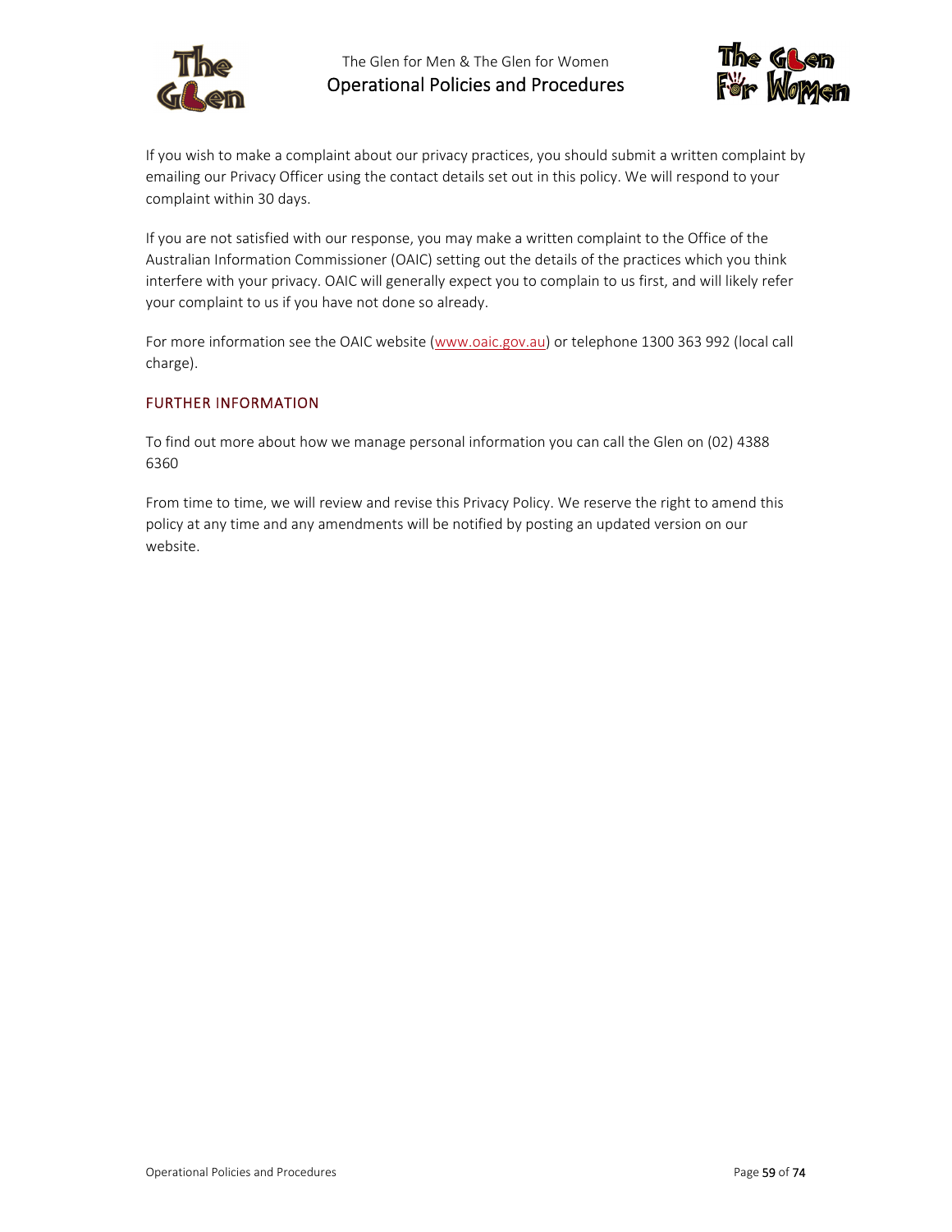If you wish to make a complaint about our privacy practices, you should submit a written complaint by emailing our Privacy Officer using the contact details set out in this policy. We will respond to your complaint within 30 days.

If you are not satisfied with our response, you may make a written complaint to the Office of the Australian Information Commissioner (OAIC) setting out the details of the practices which you think interfere with your privacy. OAIC will generally expect you to complain to us first, and will likely refer your complaint to us if you have not done so already.

For more information see the OAIC website (www.oaic.gov.au) or telephone 1300 363 992 (local call charge).

## FURTHER INFORMATION

To find out more about how we manage personal information you can call the Glen on (02) 4388 6360

From time to time, we will review and revise this Privacy Policy. We reserve the right to amend this policy at any time and any amendments will be notified by posting an updated version on our website.